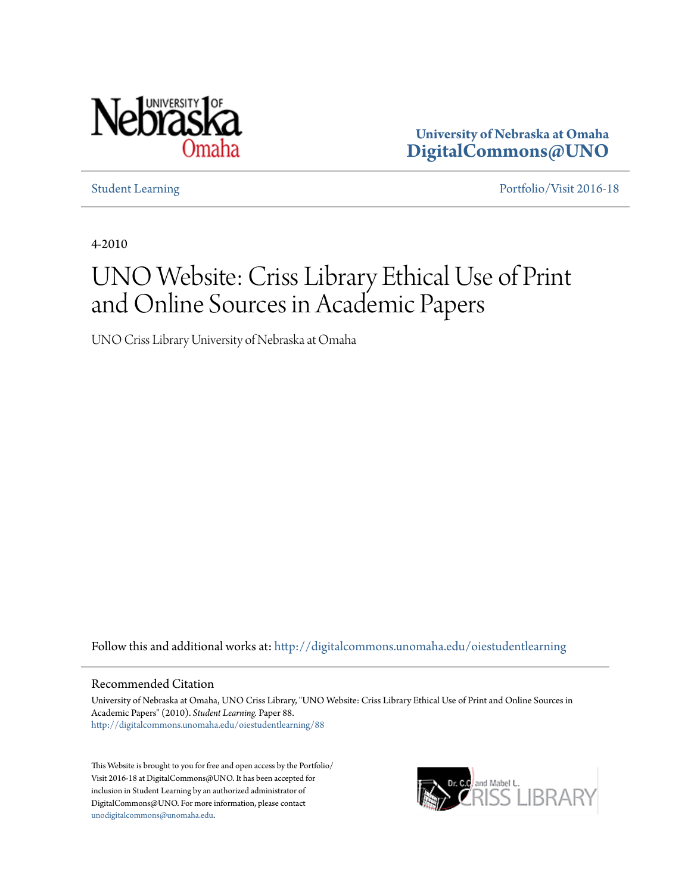University of Nebraska at Omaha
**DigitalCommons@UNO**

Student Learning | Portfolio/Visit 2016-18

4-2010

# UNO Website: Criss Library Ethical Use of Print and Online Sources in Academic Papers

UNO Criss Library University of Nebraska at Omaha

Follow this and additional works at: http://digitalcommons.unomaha.edu/oiestudentlearning

## Recommended Citation

University of Nebraska at Omaha, UNO Criss Library, "UNO Website: Criss Library Ethical Use of Print and Online Sources in Academic Papers" (2010). *Student Learning.* Paper 88.
http://digitalcommons.unomaha.edu/oiestudentlearning/88

This Website is brought to you for free and open access by the Portfolio/Visit 2016-18 at DigitalCommons@UNO. It has been accepted for inclusion in Student Learning by an authorized administrator of DigitalCommons@UNO. For more information, please contact unodigitalcommons@unomaha.edu.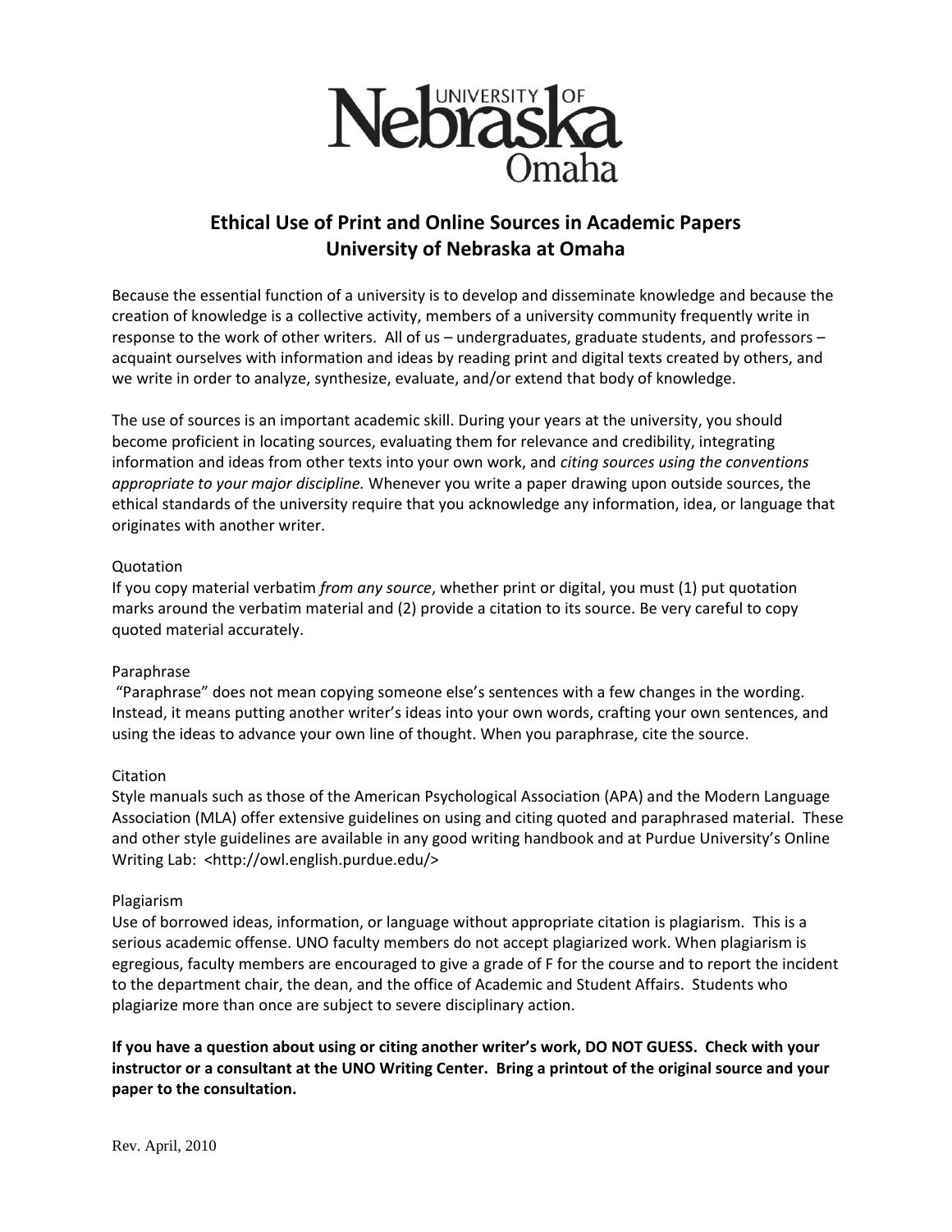University of Nebraska Omaha

# Ethical Use of Print and Online Sources in Academic Papers
# University of Nebraska at Omaha

Because the essential function of a university is to develop and disseminate knowledge and because the creation of knowledge is a collective activity, members of a university community frequently write in response to the work of other writers. All of us – undergraduates, graduate students, and professors – acquaint ourselves with information and ideas by reading print and digital texts created by others, and we write in order to analyze, synthesize, evaluate, and/or extend that body of knowledge.

The use of sources is an important academic skill. During your years at the university, you should become proficient in locating sources, evaluating them for relevance and credibility, integrating information and ideas from other texts into your own work, and *citing sources using the conventions appropriate to your major discipline.* Whenever you write a paper drawing upon outside sources, the ethical standards of the university require that you acknowledge any information, idea, or language that originates with another writer.

Quotation

If you copy material verbatim *from any source*, whether print or digital, you must (1) put quotation marks around the verbatim material and (2) provide a citation to its source. Be very careful to copy quoted material accurately.

Paraphrase

"Paraphrase" does not mean copying someone else's sentences with a few changes in the wording. Instead, it means putting another writer's ideas into your own words, crafting your own sentences, and using the ideas to advance your own line of thought. When you paraphrase, cite the source.

Citation

Style manuals such as those of the American Psychological Association (APA) and the Modern Language Association (MLA) offer extensive guidelines on using and citing quoted and paraphrased material. These and other style guidelines are available in any good writing handbook and at Purdue University's Online Writing Lab: <http://owl.english.purdue.edu/>

Plagiarism

Use of borrowed ideas, information, or language without appropriate citation is plagiarism. This is a serious academic offense. UNO faculty members do not accept plagiarized work. When plagiarism is egregious, faculty members are encouraged to give a grade of F for the course and to report the incident to the department chair, the dean, and the office of Academic and Student Affairs. Students who plagiarize more than once are subject to severe disciplinary action.

**If you have a question about using or citing another writer's work, DO NOT GUESS. Check with your instructor or a consultant at the UNO Writing Center. Bring a printout of the original source and your paper to the consultation.**

Rev. April, 2010